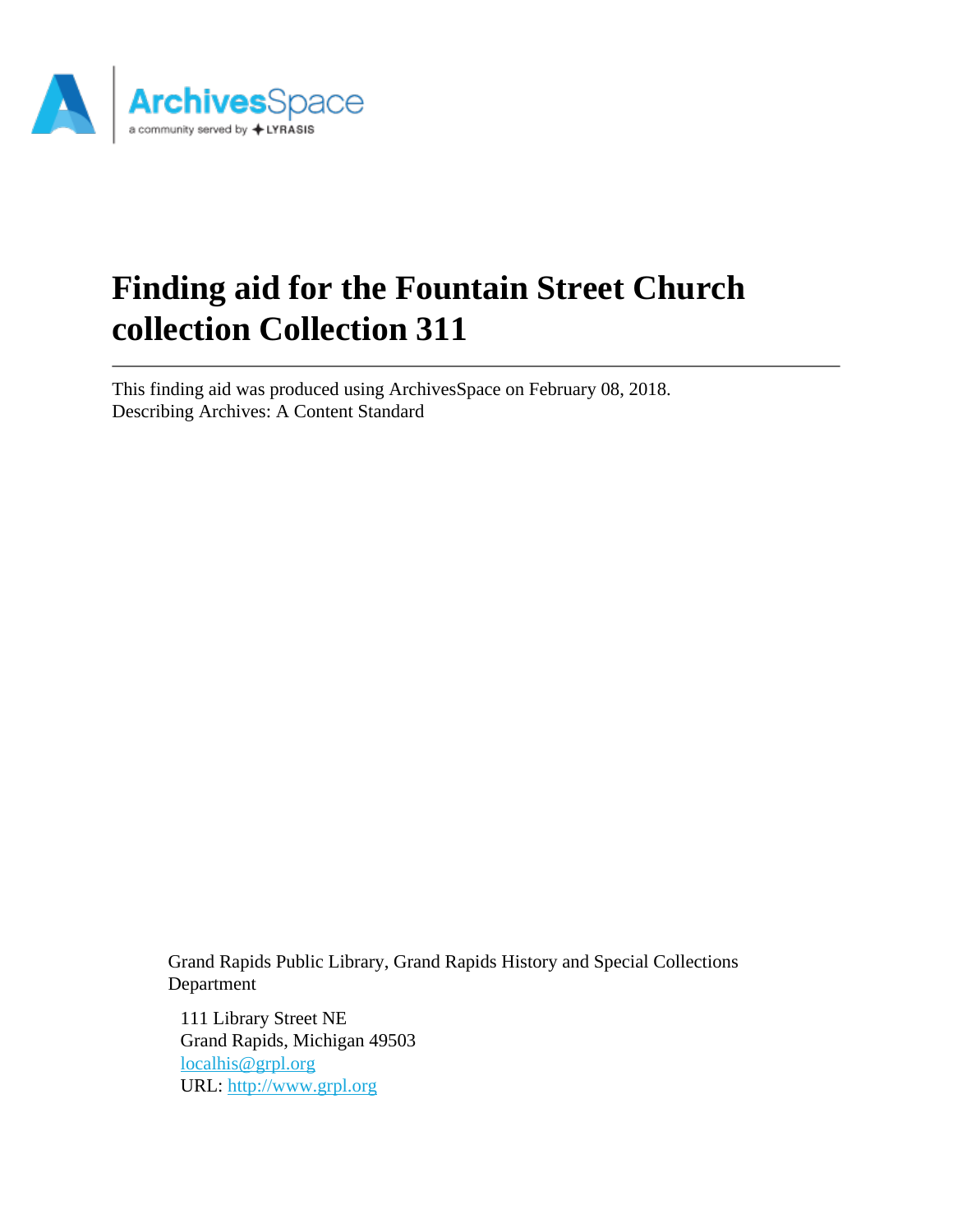# Finding aid for the Fountain Street Church collection Collection 311

This finding aid was produced using ArchivesSpace on February 08, 2018.
Describing Archives: A Content Standard

Grand Rapids Public Library, Grand Rapids History and Special Collections Department

111 Library Street NE
Grand Rapids, Michigan 49503
localhis@grpl.org
URL: http://www.grpl.org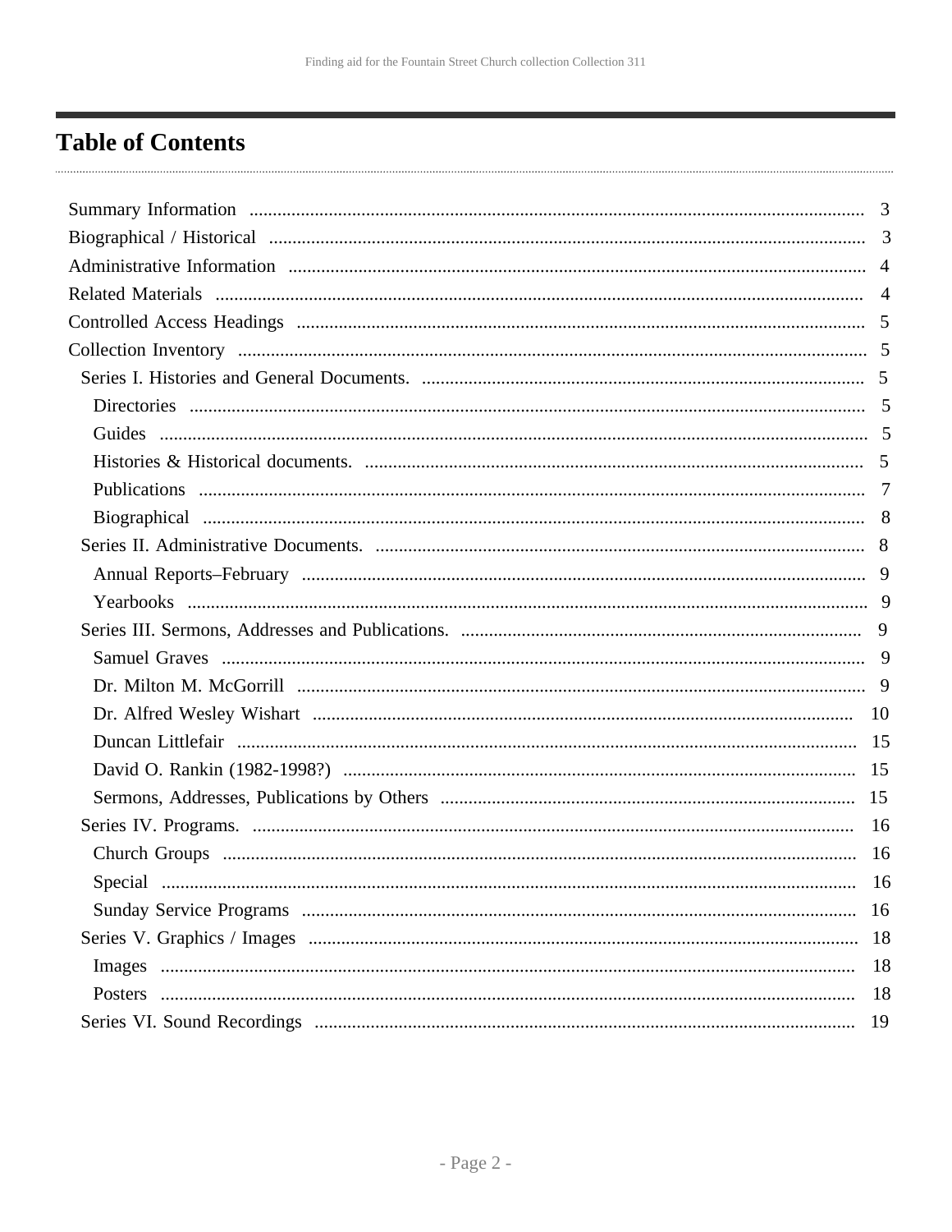# Table of Contents

- Summary Information ... 3
- Biographical / Historical ... 3
- Administrative Information ... 4
- Related Materials ... 4
- Controlled Access Headings ... 5
- Collection Inventory ... 5
  - Series I. Histories and General Documents. ... 5
    - Directories ... 5
    - Guides ... 5
    - Histories & Historical documents. ... 5
    - Publications ... 7
    - Biographical ... 8
  - Series II. Administrative Documents. ... 8
    - Annual Reports–February ... 9
    - Yearbooks ... 9
  - Series III. Sermons, Addresses and Publications. ... 9
    - Samuel Graves ... 9
    - Dr. Milton M. McGorrill ... 9
    - Dr. Alfred Wesley Wishart ... 10
    - Duncan Littlefair ... 15
    - David O. Rankin (1982-1998?) ... 15
    - Sermons, Addresses, Publications by Others ... 15
  - Series IV. Programs. ... 16
    - Church Groups ... 16
    - Special ... 16
    - Sunday Service Programs ... 16
  - Series V. Graphics / Images ... 18
    - Images ... 18
    - Posters ... 18
  - Series VI. Sound Recordings ... 19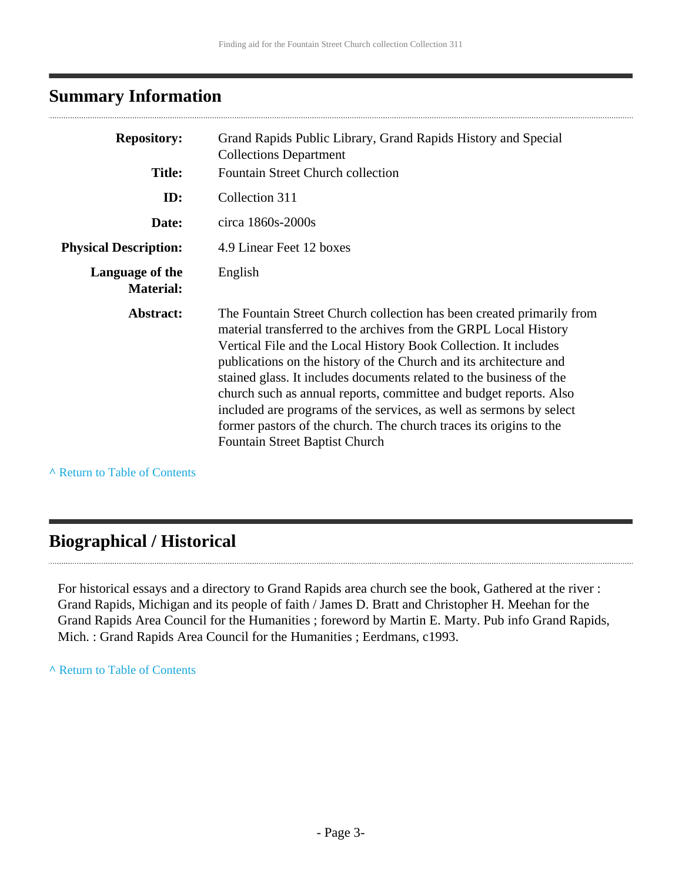## Summary Information

| | |
|---|---|
| **Repository:** | Grand Rapids Public Library, Grand Rapids History and Special Collections Department |
| **Title:** | Fountain Street Church collection |
| **ID:** | Collection 311 |
| **Date:** | circa 1860s-2000s |
| **Physical Description:** | 4.9 Linear Feet 12 boxes |
| **Language of the Material:** | English |
| **Abstract:** | The Fountain Street Church collection has been created primarily from material transferred to the archives from the GRPL Local History Vertical File and the Local History Book Collection. It includes publications on the history of the Church and its architecture and stained glass. It includes documents related to the business of the church such as annual reports, committee and budget reports. Also included are programs of the services, as well as sermons by select former pastors of the church. The church traces its origins to the Fountain Street Baptist Church |

^ Return to Table of Contents

## Biographical / Historical

For historical essays and a directory to Grand Rapids area church see the book, Gathered at the river : Grand Rapids, Michigan and its people of faith / James D. Bratt and Christopher H. Meehan for the Grand Rapids Area Council for the Humanities ; foreword by Martin E. Marty. Pub info Grand Rapids, Mich. : Grand Rapids Area Council for the Humanities ; Eerdmans, c1993.

^ Return to Table of Contents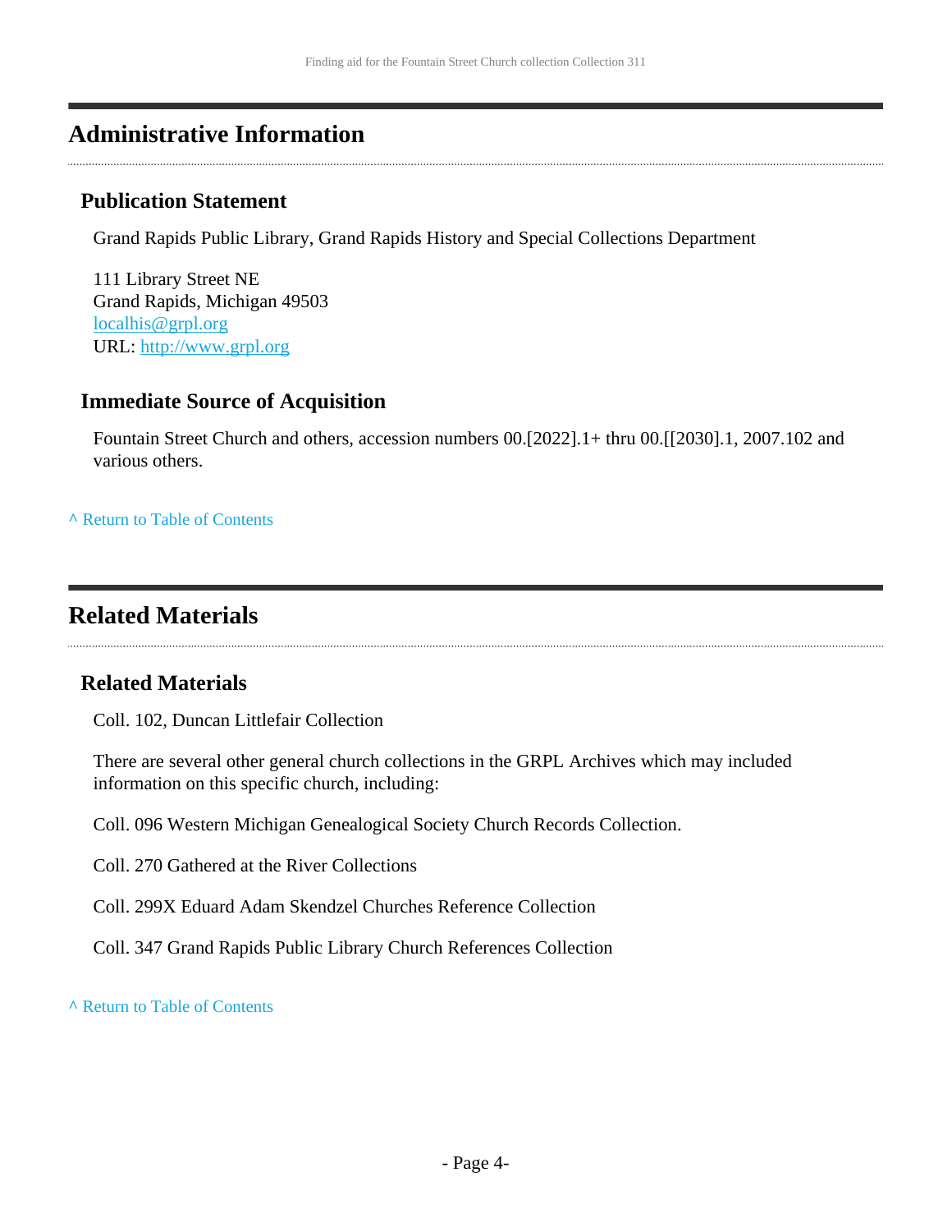## Administrative Information

### Publication Statement

Grand Rapids Public Library, Grand Rapids History and Special Collections Department

111 Library Street NE
Grand Rapids, Michigan 49503
localhis@grpl.org
URL: http://www.grpl.org

### Immediate Source of Acquisition

Fountain Street Church and others, accession numbers 00.[2022].1+ thru 00.[[2030].1, 2007.102 and various others.

^ Return to Table of Contents

## Related Materials

### Related Materials

Coll. 102, Duncan Littlefair Collection

There are several other general church collections in the GRPL Archives which may included information on this specific church, including:

Coll. 096 Western Michigan Genealogical Society Church Records Collection.

Coll. 270 Gathered at the River Collections

Coll. 299X Eduard Adam Skendzel Churches Reference Collection

Coll. 347 Grand Rapids Public Library Church References Collection

^ Return to Table of Contents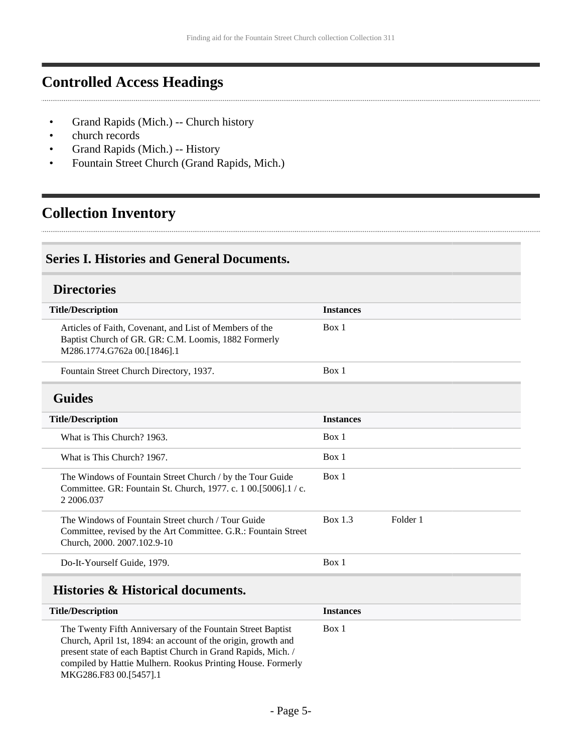## Controlled Access Headings

- Grand Rapids (Mich.) -- Church history
- church records
- Grand Rapids (Mich.) -- History
- Fountain Street Church (Grand Rapids, Mich.)

## Collection Inventory

### Series I. Histories and General Documents.

#### Directories

| Title/Description | Instances | |
|---|---|---|
| Articles of Faith, Covenant, and List of Members of the Baptist Church of GR. GR: C.M. Loomis, 1882 Formerly M286.1774.G762a 00.[1846].1 | Box 1 | |
| Fountain Street Church Directory, 1937. | Box 1 | |

#### Guides

| Title/Description | Instances | |
|---|---|---|
| What is This Church? 1963. | Box 1 | |
| What is This Church? 1967. | Box 1 | |
| The Windows of Fountain Street Church / by the Tour Guide Committee. GR: Fountain St. Church, 1977. c. 1 00.[5006].1 / c. 2 2006.037 | Box 1 | |
| The Windows of Fountain Street church / Tour Guide Committee, revised by the Art Committee. G.R.: Fountain Street Church, 2000. 2007.102.9-10 | Box 1.3 | Folder 1 |
| Do-It-Yourself Guide, 1979. | Box 1 | |

#### Histories & Historical documents.

| Title/Description | Instances | |
|---|---|---|
| The Twenty Fifth Anniversary of the Fountain Street Baptist Church, April 1st, 1894: an account of the origin, growth and present state of each Baptist Church in Grand Rapids, Mich. / compiled by Hattie Mulhern. Rookus Printing House. Formerly MKG286.F83 00.[5457].1 | Box 1 | |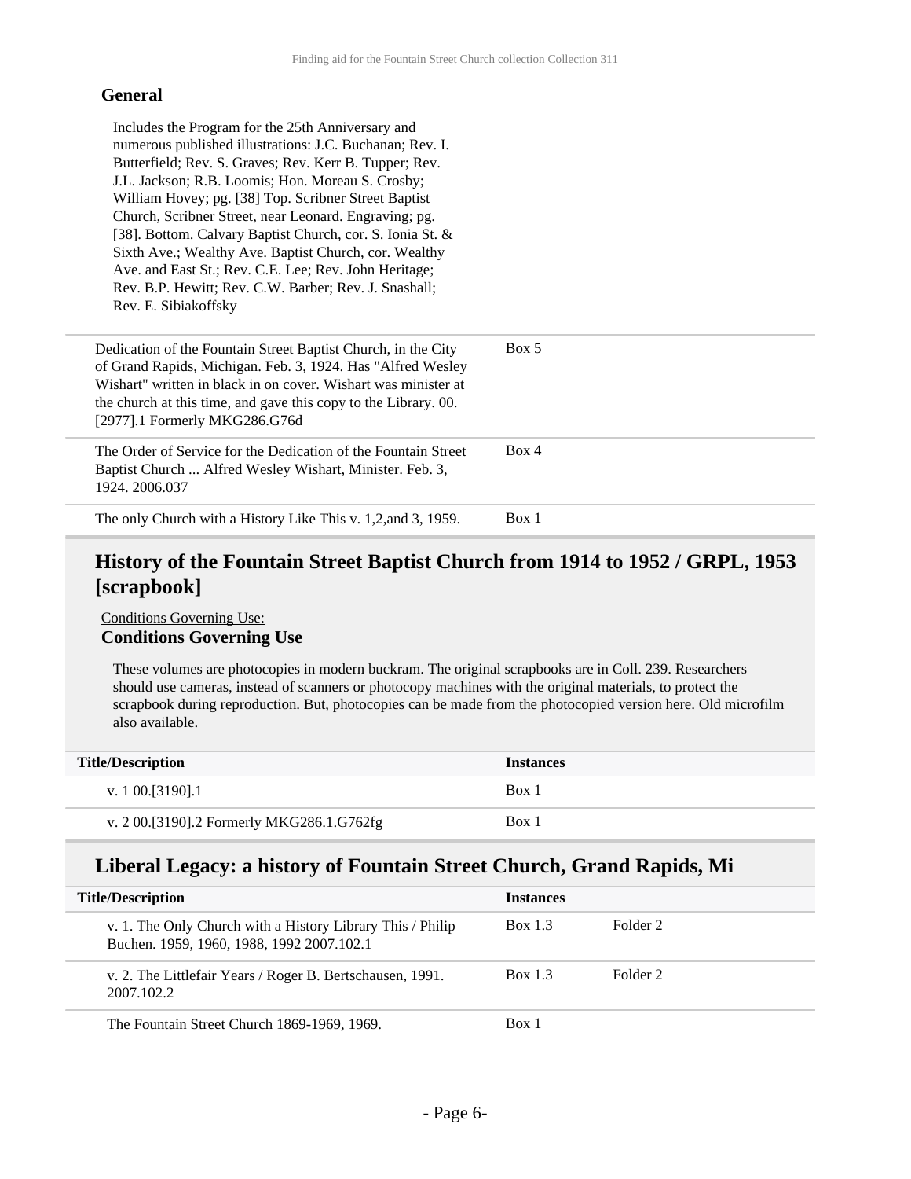### General

Includes the Program for the 25th Anniversary and numerous published illustrations: J.C. Buchanan; Rev. I. Butterfield; Rev. S. Graves; Rev. Kerr B. Tupper; Rev. J.L. Jackson; R.B. Loomis; Hon. Moreau S. Crosby; William Hovey; pg. [38] Top. Scribner Street Baptist Church, Scribner Street, near Leonard. Engraving; pg. [38]. Bottom. Calvary Baptist Church, cor. S. Ionia St. & Sixth Ave.; Wealthy Ave. Baptist Church, cor. Wealthy Ave. and East St.; Rev. C.E. Lee; Rev. John Heritage; Rev. B.P. Hewitt; Rev. C.W. Barber; Rev. J. Snashall; Rev. E. Sibiakoffsky

| | | |
|---|---|---|
| Dedication of the Fountain Street Baptist Church, in the City of Grand Rapids, Michigan. Feb. 3, 1924. Has "Alfred Wesley Wishart" written in black in on cover. Wishart was minister at the church at this time, and gave this copy to the Library. 00.[2977].1 Formerly MKG286.G76d | Box 5 | |
| The Order of Service for the Dedication of the Fountain Street Baptist Church ... Alfred Wesley Wishart, Minister. Feb. 3, 1924. 2006.037 | Box 4 | |
| The only Church with a History Like This v. 1,2,and 3, 1959. | Box 1 | |

## History of the Fountain Street Baptist Church from 1914 to 1952 / GRPL, 1953 [scrapbook]

Conditions Governing Use:

### Conditions Governing Use

These volumes are photocopies in modern buckram. The original scrapbooks are in Coll. 239. Researchers should use cameras, instead of scanners or photocopy machines with the original materials, to protect the scrapbook during reproduction. But, photocopies can be made from the photocopied version here. Old microfilm also available.

| Title/Description | Instances | |
|---|---|---|
| v. 1 00.[3190].1 | Box 1 | |
| v. 2 00.[3190].2 Formerly MKG286.1.G762fg | Box 1 | |

## Liberal Legacy: a history of Fountain Street Church, Grand Rapids, Mi

| Title/Description | Instances | |
|---|---|---|
| v. 1. The Only Church with a History Library This / Philip Buchen. 1959, 1960, 1988, 1992 2007.102.1 | Box 1.3 | Folder 2 |
| v. 2. The Littlefair Years / Roger B. Bertschausen, 1991. 2007.102.2 | Box 1.3 | Folder 2 |
| The Fountain Street Church 1869-1969, 1969. | Box 1 | |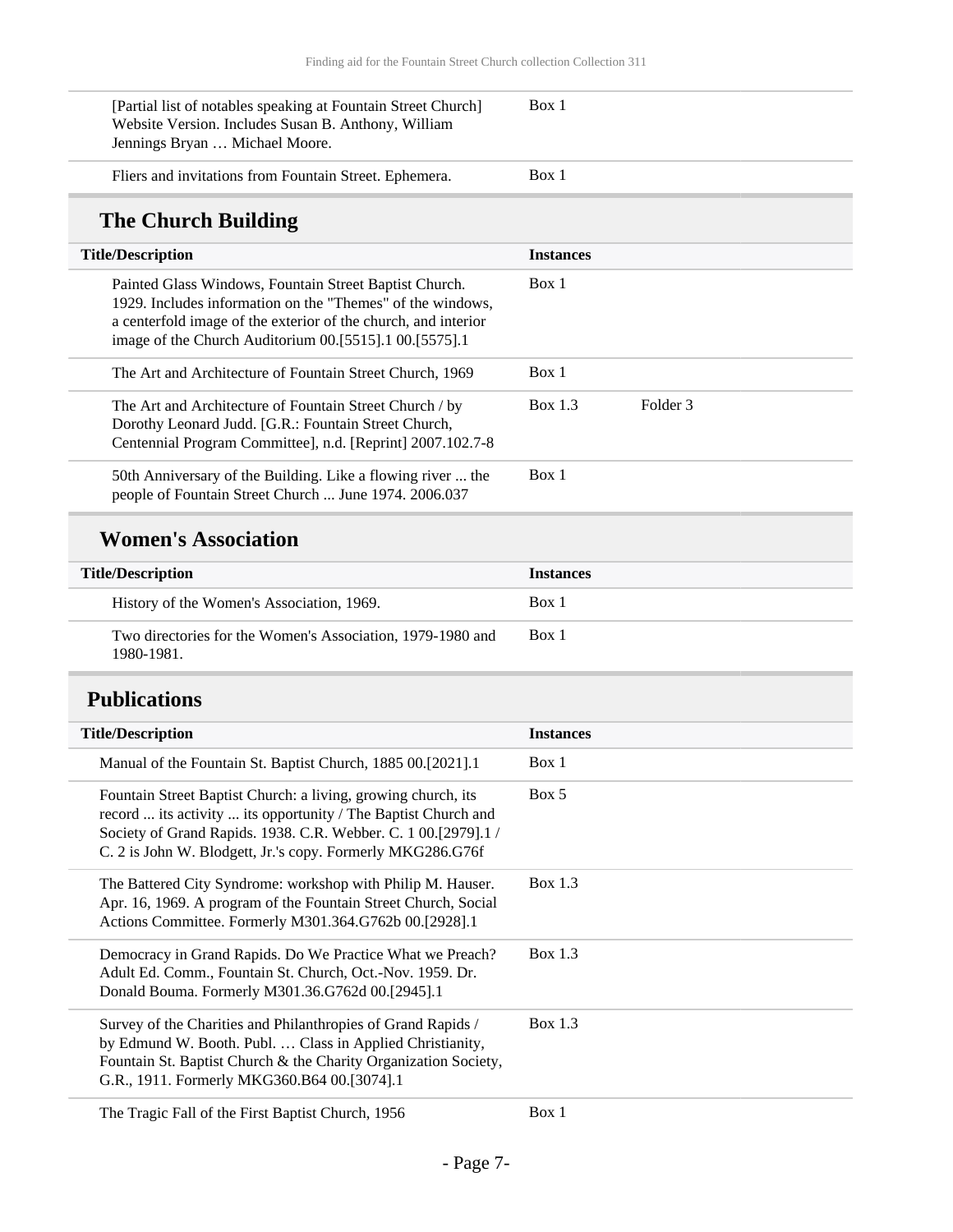| Title/Description | Instances | |
|---|---|---|
| [Partial list of notables speaking at Fountain Street Church] Website Version. Includes Susan B. Anthony, William Jennings Bryan … Michael Moore. | Box 1 | |
| Fliers and invitations from Fountain Street. Ephemera. | Box 1 | |

## The Church Building

| Title/Description | Instances | |
|---|---|---|
| Painted Glass Windows, Fountain Street Baptist Church. 1929. Includes information on the "Themes" of the windows, a centerfold image of the exterior of the church, and interior image of the Church Auditorium 00.[5515].1 00.[5575].1 | Box 1 | |
| The Art and Architecture of Fountain Street Church, 1969 | Box 1 | |
| The Art and Architecture of Fountain Street Church / by Dorothy Leonard Judd. [G.R.: Fountain Street Church, Centennial Program Committee], n.d. [Reprint] 2007.102.7-8 | Box 1.3 | Folder 3 |
| 50th Anniversary of the Building. Like a flowing river ... the people of Fountain Street Church ... June 1974. 2006.037 | Box 1 | |

## Women's Association

| Title/Description | Instances |
|---|---|
| History of the Women's Association, 1969. | Box 1 |
| Two directories for the Women's Association, 1979-1980 and 1980-1981. | Box 1 |

## Publications

| Title/Description | Instances |
|---|---|
| Manual of the Fountain St. Baptist Church, 1885 00.[2021].1 | Box 1 |
| Fountain Street Baptist Church: a living, growing church, its record ... its activity ... its opportunity / The Baptist Church and Society of Grand Rapids. 1938. C.R. Webber. C. 1 00.[2979].1 / C. 2 is John W. Blodgett, Jr.'s copy. Formerly MKG286.G76f | Box 5 |
| The Battered City Syndrome: workshop with Philip M. Hauser. Apr. 16, 1969. A program of the Fountain Street Church, Social Actions Committee. Formerly M301.364.G762b 00.[2928].1 | Box 1.3 |
| Democracy in Grand Rapids. Do We Practice What we Preach? Adult Ed. Comm., Fountain St. Church, Oct.-Nov. 1959. Dr. Donald Bouma. Formerly M301.36.G762d 00.[2945].1 | Box 1.3 |
| Survey of the Charities and Philanthropies of Grand Rapids / by Edmund W. Booth. Publ. … Class in Applied Christianity, Fountain St. Baptist Church & the Charity Organization Society, G.R., 1911. Formerly MKG360.B64 00.[3074].1 | Box 1.3 |
| The Tragic Fall of the First Baptist Church, 1956 | Box 1 |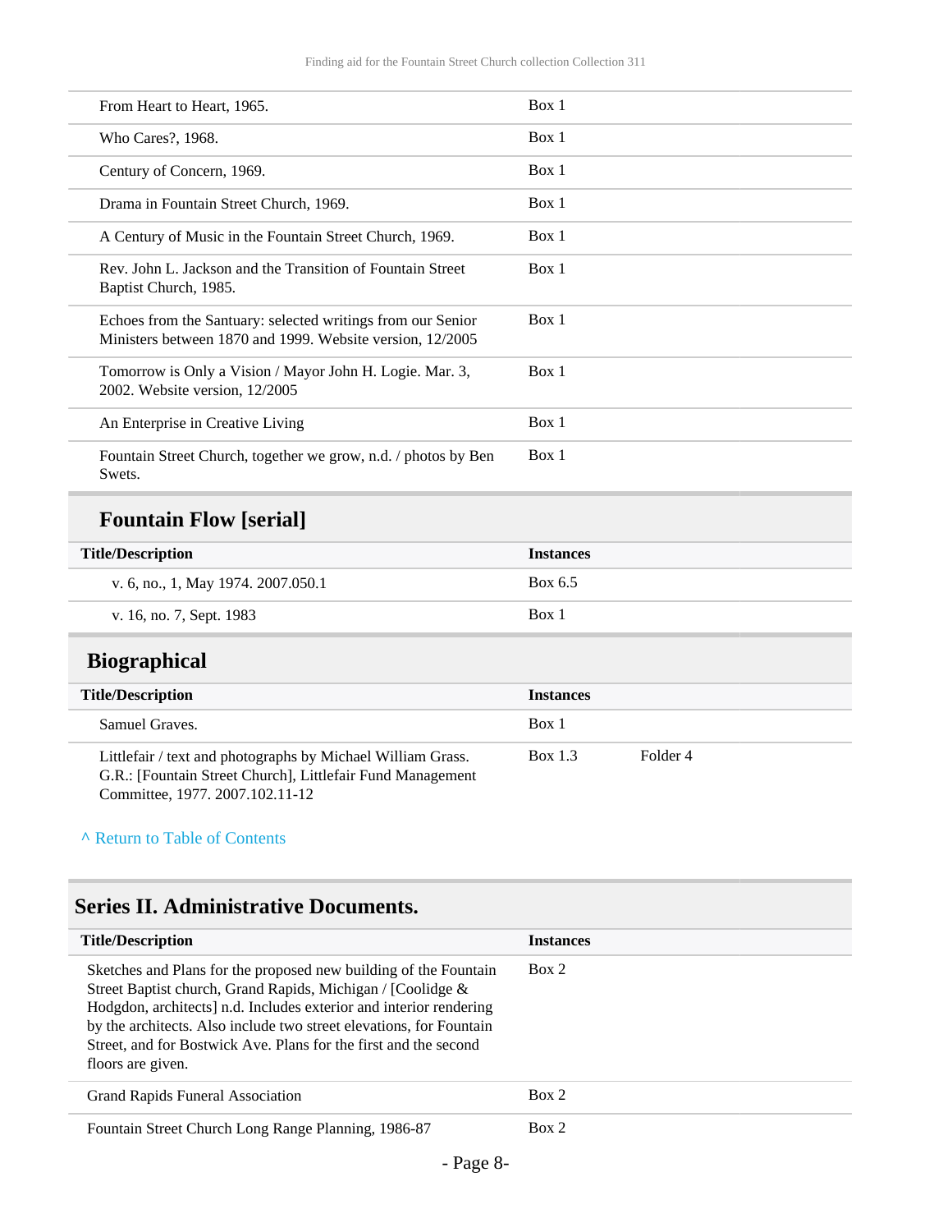| | |
|---|---|
| From Heart to Heart, 1965. | Box 1 |
| Who Cares?, 1968. | Box 1 |
| Century of Concern, 1969. | Box 1 |
| Drama in Fountain Street Church, 1969. | Box 1 |
| A Century of Music in the Fountain Street Church, 1969. | Box 1 |
| Rev. John L. Jackson and the Transition of Fountain Street Baptist Church, 1985. | Box 1 |
| Echoes from the Santuary: selected writings from our Senior Ministers between 1870 and 1999. Website version, 12/2005 | Box 1 |
| Tomorrow is Only a Vision / Mayor John H. Logie. Mar. 3, 2002. Website version, 12/2005 | Box 1 |
| An Enterprise in Creative Living | Box 1 |
| Fountain Street Church, together we grow, n.d. / photos by Ben Swets. | Box 1 |

### Fountain Flow [serial]

| Title/Description | Instances |
|---|---|
| v. 6, no., 1, May 1974. 2007.050.1 | Box 6.5 |
| v. 16, no. 7, Sept. 1983 | Box 1 |

### Biographical

| Title/Description | Instances | |
|---|---|---|
| Samuel Graves. | Box 1 | |
| Littlefair / text and photographs by Michael William Grass. G.R.: [Fountain Street Church], Littlefair Fund Management Committee, 1977. 2007.102.11-12 | Box 1.3 | Folder 4 |

^ Return to Table of Contents

## Series II. Administrative Documents.

| Title/Description | Instances |
|---|---|
| Sketches and Plans for the proposed new building of the Fountain Street Baptist church, Grand Rapids, Michigan / [Coolidge & Hodgdon, architects] n.d. Includes exterior and interior rendering by the architects. Also include two street elevations, for Fountain Street, and for Bostwick Ave. Plans for the first and the second floors are given. | Box 2 |
| Grand Rapids Funeral Association | Box 2 |
| Fountain Street Church Long Range Planning, 1986-87 | Box 2 |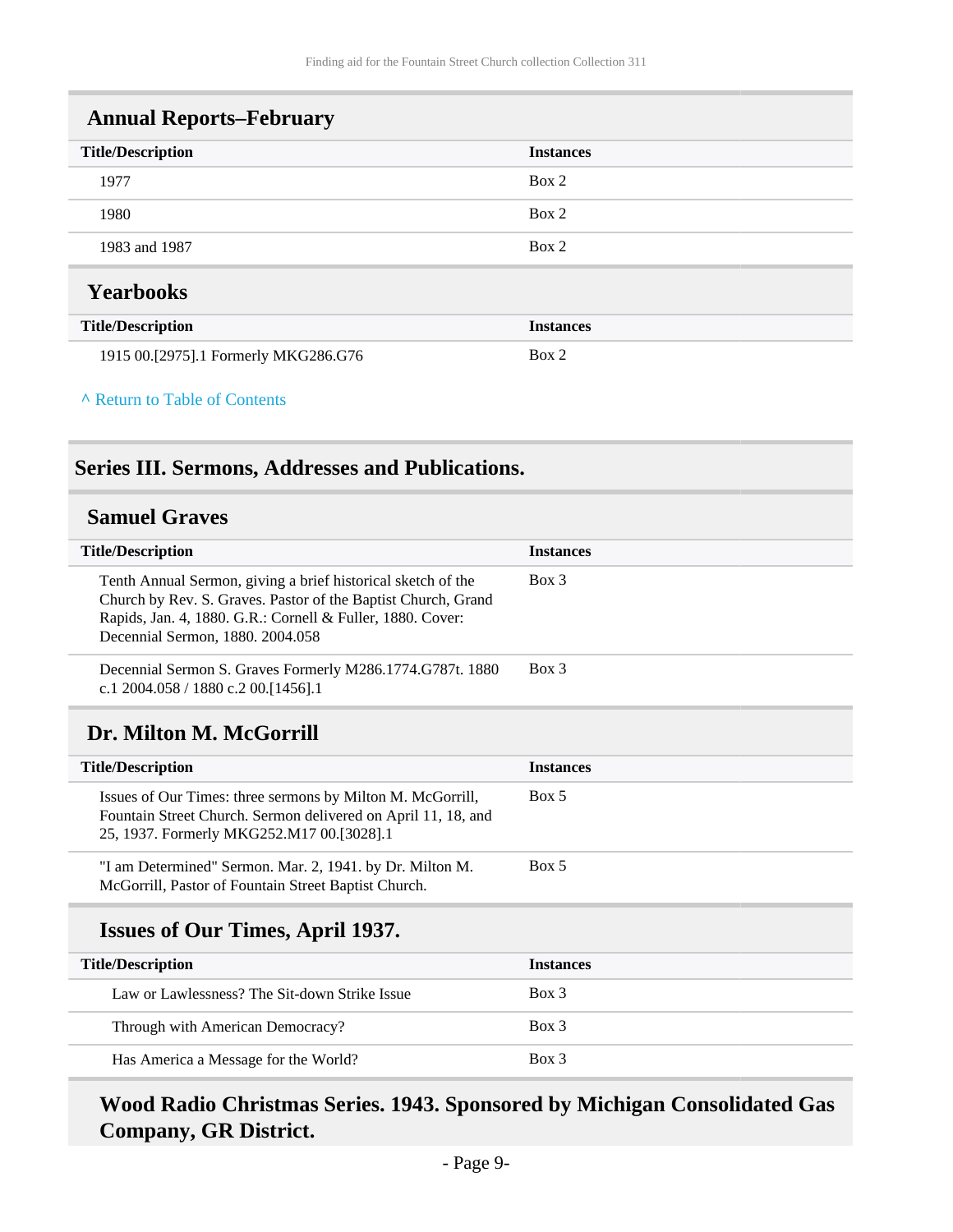### Annual Reports–February

| Title/Description | Instances |
|---|---|
| 1977 | Box 2 |
| 1980 | Box 2 |
| 1983 and 1987 | Box 2 |

### Yearbooks

| Title/Description | Instances |
|---|---|
| 1915 00.[2975].1 Formerly MKG286.G76 | Box 2 |

^ Return to Table of Contents

## Series III. Sermons, Addresses and Publications.

### Samuel Graves

| Title/Description | Instances |
|---|---|
| Tenth Annual Sermon, giving a brief historical sketch of the Church by Rev. S. Graves. Pastor of the Baptist Church, Grand Rapids, Jan. 4, 1880. G.R.: Cornell & Fuller, 1880. Cover: Decennial Sermon, 1880. 2004.058 | Box 3 |
| Decennial Sermon S. Graves Formerly M286.1774.G787t. 1880 c.1 2004.058 / 1880 c.2 00.[1456].1 | Box 3 |

### Dr. Milton M. McGorrill

| Title/Description | Instances |
|---|---|
| Issues of Our Times: three sermons by Milton M. McGorrill, Fountain Street Church. Sermon delivered on April 11, 18, and 25, 1937. Formerly MKG252.M17 00.[3028].1 | Box 5 |
| "I am Determined" Sermon. Mar. 2, 1941. by Dr. Milton M. McGorrill, Pastor of Fountain Street Baptist Church. | Box 5 |

#### Issues of Our Times, April 1937.

| Title/Description | Instances |
|---|---|
| Law or Lawlessness? The Sit-down Strike Issue | Box 3 |
| Through with American Democracy? | Box 3 |
| Has America a Message for the World? | Box 3 |

#### Wood Radio Christmas Series. 1943. Sponsored by Michigan Consolidated Gas Company, GR District.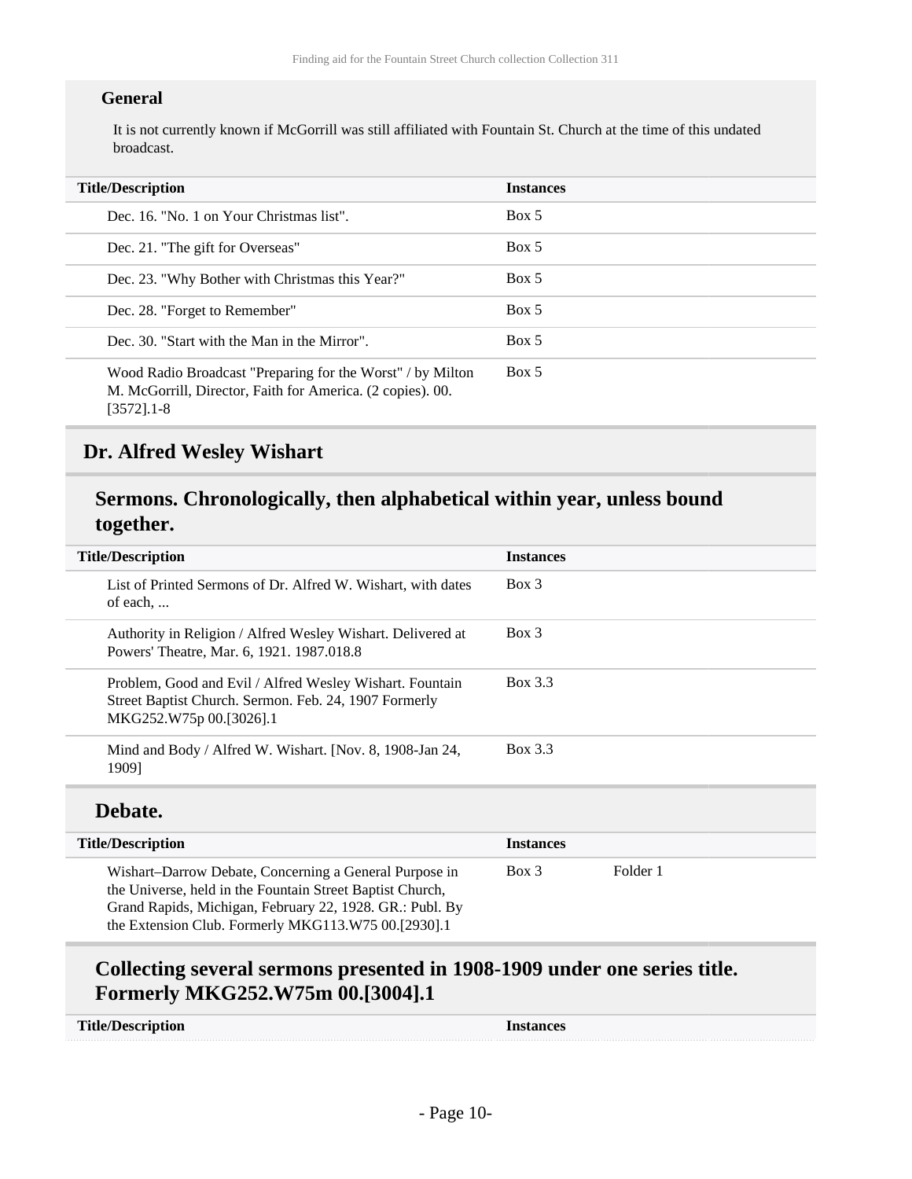**General**

It is not currently known if McGorrill was still affiliated with Fountain St. Church at the time of this undated broadcast.

| Title/Description | Instances |
|---|---|
| Dec. 16. "No. 1 on Your Christmas list". | Box 5 |
| Dec. 21. "The gift for Overseas" | Box 5 |
| Dec. 23. "Why Bother with Christmas this Year?" | Box 5 |
| Dec. 28. "Forget to Remember" | Box 5 |
| Dec. 30. "Start with the Man in the Mirror". | Box 5 |
| Wood Radio Broadcast "Preparing for the Worst" / by Milton M. McGorrill, Director, Faith for America. (2 copies). 00.[3572].1-8 | Box 5 |

## Dr. Alfred Wesley Wishart

### Sermons. Chronologically, then alphabetical within year, unless bound together.

| Title/Description | Instances |
|---|---|
| List of Printed Sermons of Dr. Alfred W. Wishart, with dates of each, ... | Box 3 |
| Authority in Religion / Alfred Wesley Wishart. Delivered at Powers' Theatre, Mar. 6, 1921. 1987.018.8 | Box 3 |
| Problem, Good and Evil / Alfred Wesley Wishart. Fountain Street Baptist Church. Sermon. Feb. 24, 1907 Formerly MKG252.W75p 00.[3026].1 | Box 3.3 |
| Mind and Body / Alfred W. Wishart. [Nov. 8, 1908-Jan 24, 1909] | Box 3.3 |

### Debate.

| Title/Description | Instances | |
|---|---|---|
| Wishart–Darrow Debate, Concerning a General Purpose in the Universe, held in the Fountain Street Baptist Church, Grand Rapids, Michigan, February 22, 1928. GR.: Publ. By the Extension Club. Formerly MKG113.W75 00.[2930].1 | Box 3 | Folder 1 |

### Collecting several sermons presented in 1908-1909 under one series title. Formerly MKG252.W75m 00.[3004].1

| Title/Description | Instances |
|---|---|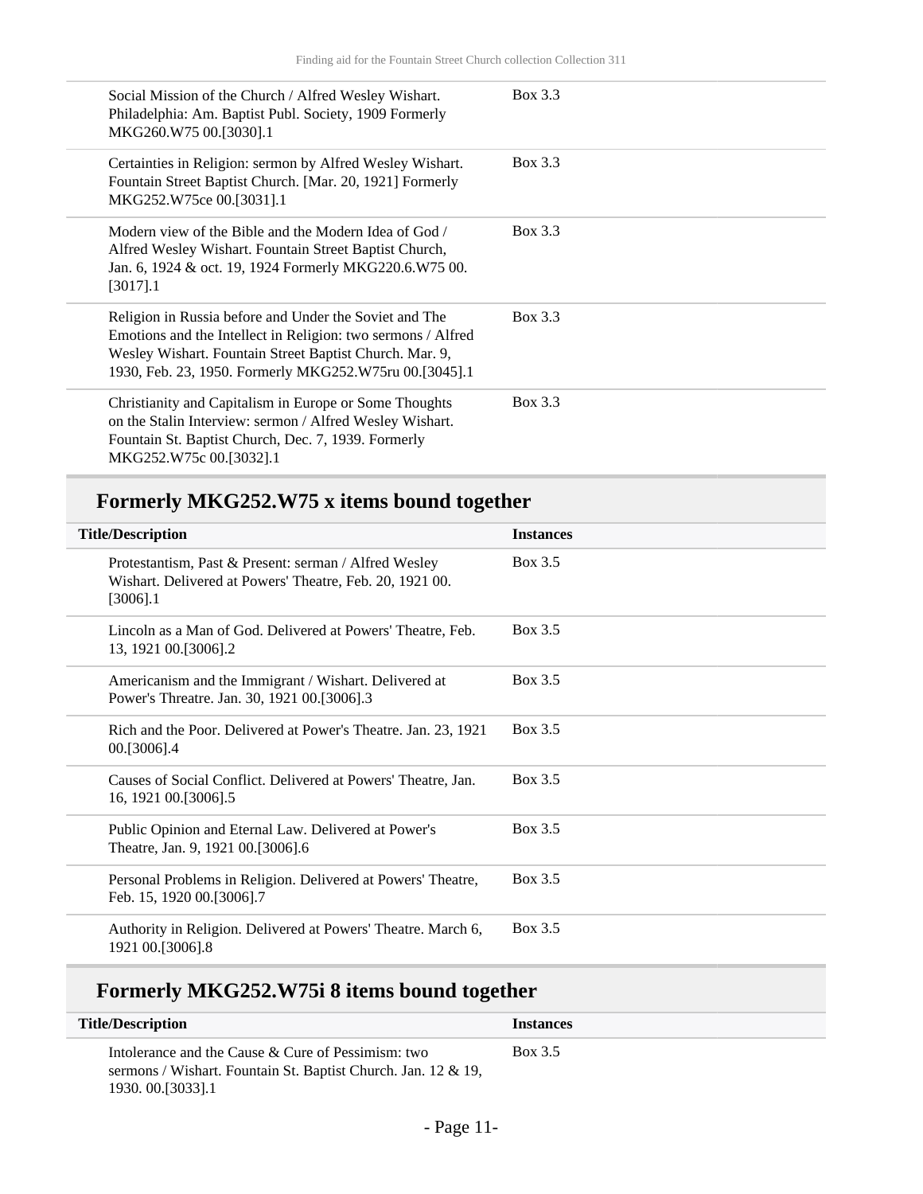| Title/Description | Instances |
| --- | --- |
| Social Mission of the Church / Alfred Wesley Wishart. Philadelphia: Am. Baptist Publ. Society, 1909 Formerly MKG260.W75 00.[3030].1 | Box 3.3 |
| Certainties in Religion: sermon by Alfred Wesley Wishart. Fountain Street Baptist Church. [Mar. 20, 1921] Formerly MKG252.W75ce 00.[3031].1 | Box 3.3 |
| Modern view of the Bible and the Modern Idea of God / Alfred Wesley Wishart. Fountain Street Baptist Church, Jan. 6, 1924 & oct. 19, 1924 Formerly MKG220.6.W75 00.[3017].1 | Box 3.3 |
| Religion in Russia before and Under the Soviet and The Emotions and the Intellect in Religion: two sermons / Alfred Wesley Wishart. Fountain Street Baptist Church. Mar. 9, 1930, Feb. 23, 1950. Formerly MKG252.W75ru 00.[3045].1 | Box 3.3 |
| Christianity and Capitalism in Europe or Some Thoughts on the Stalin Interview: sermon / Alfred Wesley Wishart. Fountain St. Baptist Church, Dec. 7, 1939. Formerly MKG252.W75c 00.[3032].1 | Box 3.3 |

## Formerly MKG252.W75 x items bound together

| Title/Description | Instances |
| --- | --- |
| Protestantism, Past & Present: serman / Alfred Wesley Wishart. Delivered at Powers' Theatre, Feb. 20, 1921 00.[3006].1 | Box 3.5 |
| Lincoln as a Man of God. Delivered at Powers' Theatre, Feb. 13, 1921 00.[3006].2 | Box 3.5 |
| Americanism and the Immigrant / Wishart. Delivered at Power's Threatre. Jan. 30, 1921 00.[3006].3 | Box 3.5 |
| Rich and the Poor. Delivered at Power's Theatre. Jan. 23, 1921 00.[3006].4 | Box 3.5 |
| Causes of Social Conflict. Delivered at Powers' Theatre, Jan. 16, 1921 00.[3006].5 | Box 3.5 |
| Public Opinion and Eternal Law. Delivered at Power's Theatre, Jan. 9, 1921 00.[3006].6 | Box 3.5 |
| Personal Problems in Religion. Delivered at Powers' Theatre, Feb. 15, 1920 00.[3006].7 | Box 3.5 |
| Authority in Religion. Delivered at Powers' Theatre. March 6, 1921 00.[3006].8 | Box 3.5 |

## Formerly MKG252.W75i 8 items bound together

| Title/Description | Instances |
| --- | --- |
| Intolerance and the Cause & Cure of Pessimism: two sermons / Wishart. Fountain St. Baptist Church. Jan. 12 & 19, 1930. 00.[3033].1 | Box 3.5 |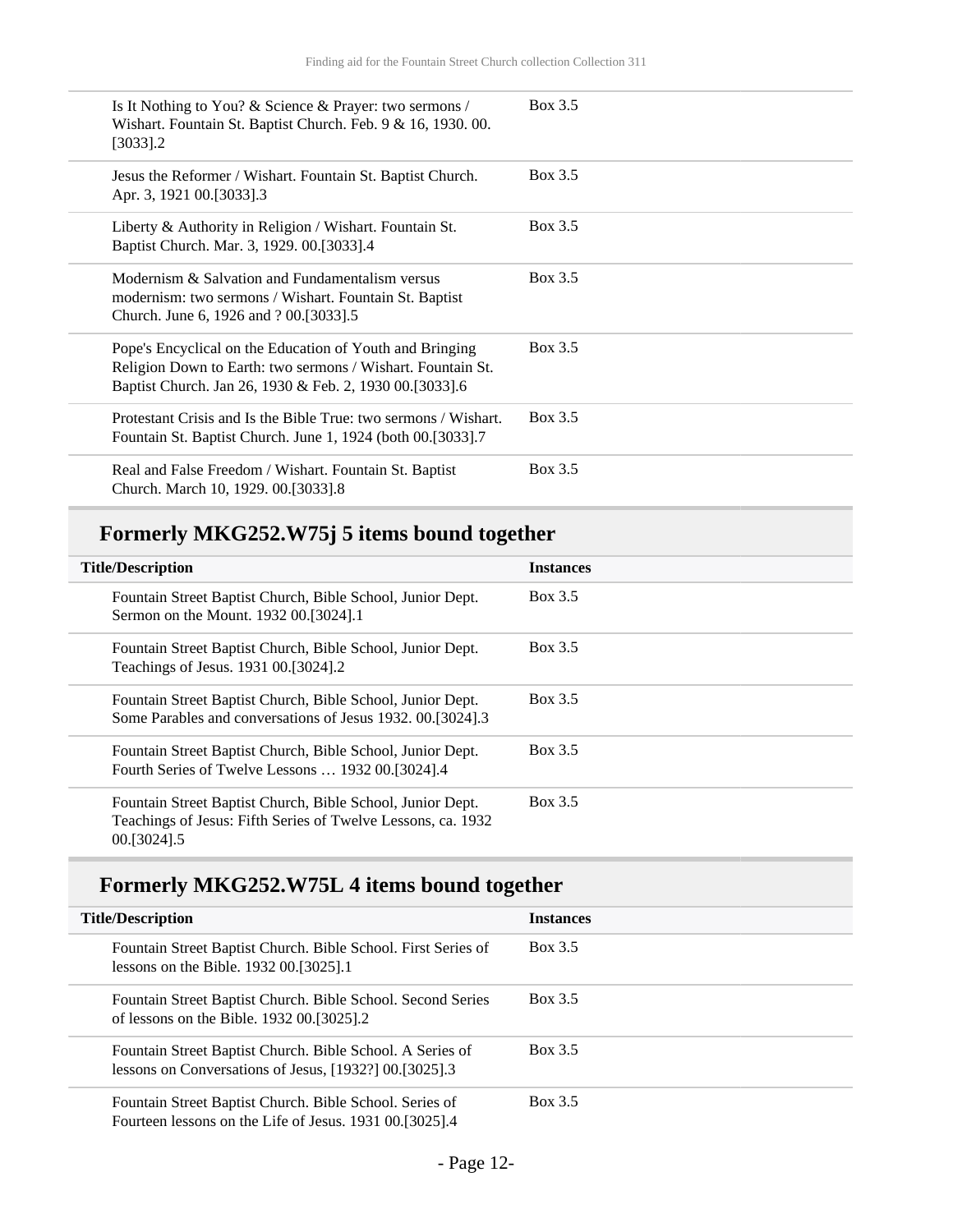| Title/Description | Instances |
|---|---|
| Is It Nothing to You? & Science & Prayer: two sermons / Wishart. Fountain St. Baptist Church. Feb. 9 & 16, 1930. 00.[3033].2 | Box 3.5 |
| Jesus the Reformer / Wishart. Fountain St. Baptist Church. Apr. 3, 1921 00.[3033].3 | Box 3.5 |
| Liberty & Authority in Religion / Wishart. Fountain St. Baptist Church. Mar. 3, 1929. 00.[3033].4 | Box 3.5 |
| Modernism & Salvation and Fundamentalism versus modernism: two sermons / Wishart. Fountain St. Baptist Church. June 6, 1926 and ? 00.[3033].5 | Box 3.5 |
| Pope's Encyclical on the Education of Youth and Bringing Religion Down to Earth: two sermons / Wishart. Fountain St. Baptist Church. Jan 26, 1930 & Feb. 2, 1930 00.[3033].6 | Box 3.5 |
| Protestant Crisis and Is the Bible True: two sermons / Wishart. Fountain St. Baptist Church. June 1, 1924 (both 00.[3033].7 | Box 3.5 |
| Real and False Freedom / Wishart. Fountain St. Baptist Church. March 10, 1929. 00.[3033].8 | Box 3.5 |

## Formerly MKG252.W75j 5 items bound together

| Title/Description | Instances |
|---|---|
| Fountain Street Baptist Church, Bible School, Junior Dept. Sermon on the Mount. 1932 00.[3024].1 | Box 3.5 |
| Fountain Street Baptist Church, Bible School, Junior Dept. Teachings of Jesus. 1931 00.[3024].2 | Box 3.5 |
| Fountain Street Baptist Church, Bible School, Junior Dept. Some Parables and conversations of Jesus 1932. 00.[3024].3 | Box 3.5 |
| Fountain Street Baptist Church, Bible School, Junior Dept. Fourth Series of Twelve Lessons … 1932 00.[3024].4 | Box 3.5 |
| Fountain Street Baptist Church, Bible School, Junior Dept. Teachings of Jesus: Fifth Series of Twelve Lessons, ca. 1932 00.[3024].5 | Box 3.5 |

## Formerly MKG252.W75L 4 items bound together

| Title/Description | Instances |
|---|---|
| Fountain Street Baptist Church. Bible School. First Series of lessons on the Bible. 1932 00.[3025].1 | Box 3.5 |
| Fountain Street Baptist Church. Bible School. Second Series of lessons on the Bible. 1932 00.[3025].2 | Box 3.5 |
| Fountain Street Baptist Church. Bible School. A Series of lessons on Conversations of Jesus, [1932?] 00.[3025].3 | Box 3.5 |
| Fountain Street Baptist Church. Bible School. Series of Fourteen lessons on the Life of Jesus. 1931 00.[3025].4 | Box 3.5 |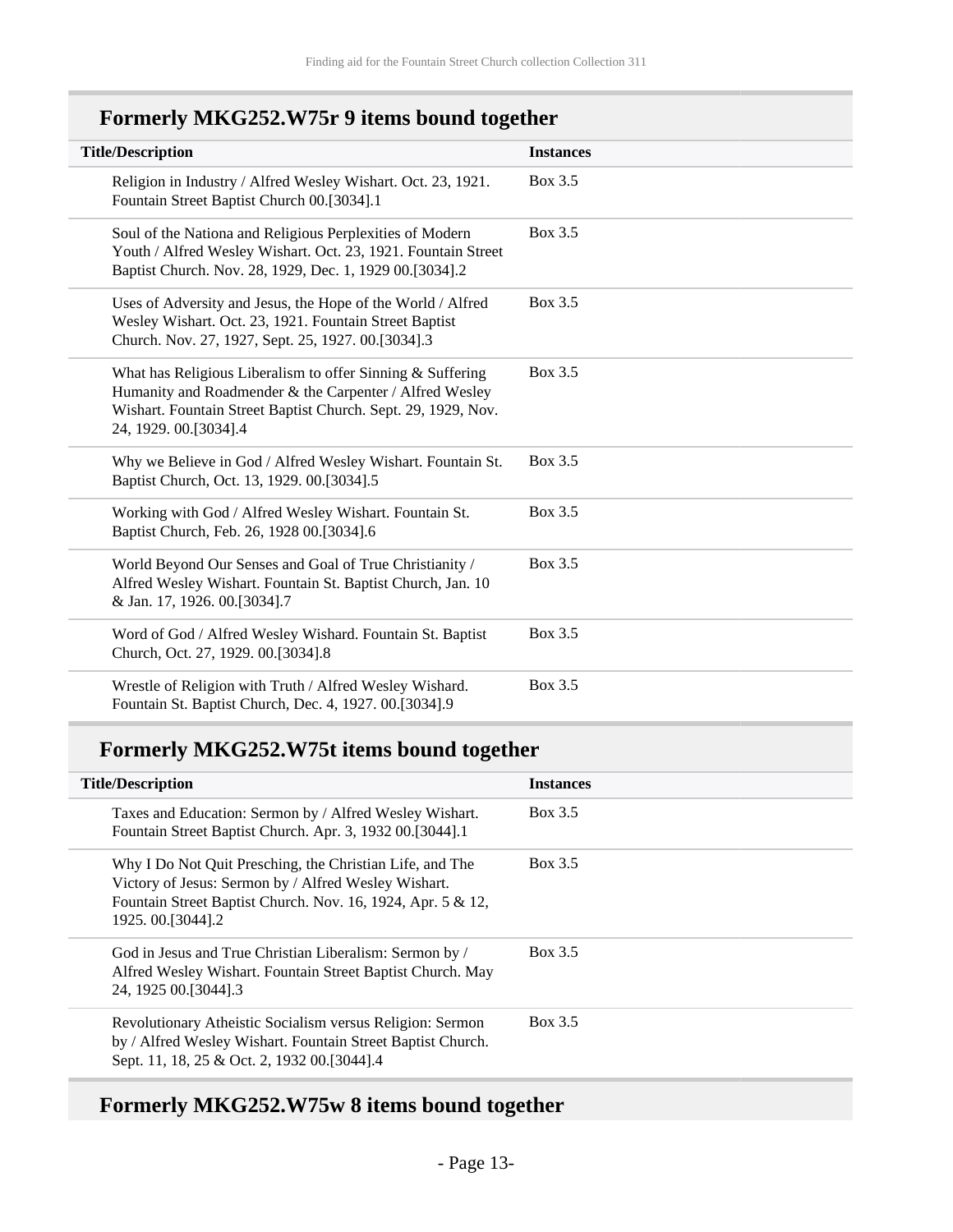## Formerly MKG252.W75r 9 items bound together

| Title/Description | Instances |
| --- | --- |
| Religion in Industry / Alfred Wesley Wishart. Oct. 23, 1921. Fountain Street Baptist Church 00.[3034].1 | Box 3.5 |
| Soul of the Nationa and Religious Perplexities of Modern Youth / Alfred Wesley Wishart. Oct. 23, 1921. Fountain Street Baptist Church. Nov. 28, 1929, Dec. 1, 1929 00.[3034].2 | Box 3.5 |
| Uses of Adversity and Jesus, the Hope of the World / Alfred Wesley Wishart. Oct. 23, 1921. Fountain Street Baptist Church. Nov. 27, 1927, Sept. 25, 1927. 00.[3034].3 | Box 3.5 |
| What has Religious Liberalism to offer Sinning & Suffering Humanity and Roadmender & the Carpenter / Alfred Wesley Wishart. Fountain Street Baptist Church. Sept. 29, 1929, Nov. 24, 1929. 00.[3034].4 | Box 3.5 |
| Why we Believe in God / Alfred Wesley Wishart. Fountain St. Baptist Church, Oct. 13, 1929. 00.[3034].5 | Box 3.5 |
| Working with God / Alfred Wesley Wishart. Fountain St. Baptist Church, Feb. 26, 1928 00.[3034].6 | Box 3.5 |
| World Beyond Our Senses and Goal of True Christianity / Alfred Wesley Wishart. Fountain St. Baptist Church, Jan. 10 & Jan. 17, 1926. 00.[3034].7 | Box 3.5 |
| Word of God / Alfred Wesley Wishard. Fountain St. Baptist Church, Oct. 27, 1929. 00.[3034].8 | Box 3.5 |
| Wrestle of Religion with Truth / Alfred Wesley Wishard. Fountain St. Baptist Church, Dec. 4, 1927. 00.[3034].9 | Box 3.5 |

## Formerly MKG252.W75t items bound together

| Title/Description | Instances |
| --- | --- |
| Taxes and Education: Sermon by / Alfred Wesley Wishart. Fountain Street Baptist Church. Apr. 3, 1932 00.[3044].1 | Box 3.5 |
| Why I Do Not Quit Presching, the Christian Life, and The Victory of Jesus: Sermon by / Alfred Wesley Wishart. Fountain Street Baptist Church. Nov. 16, 1924, Apr. 5 & 12, 1925. 00.[3044].2 | Box 3.5 |
| God in Jesus and True Christian Liberalism: Sermon by / Alfred Wesley Wishart. Fountain Street Baptist Church. May 24, 1925 00.[3044].3 | Box 3.5 |
| Revolutionary Atheistic Socialism versus Religion: Sermon by / Alfred Wesley Wishart. Fountain Street Baptist Church. Sept. 11, 18, 25 & Oct. 2, 1932 00.[3044].4 | Box 3.5 |

## Formerly MKG252.W75w 8 items bound together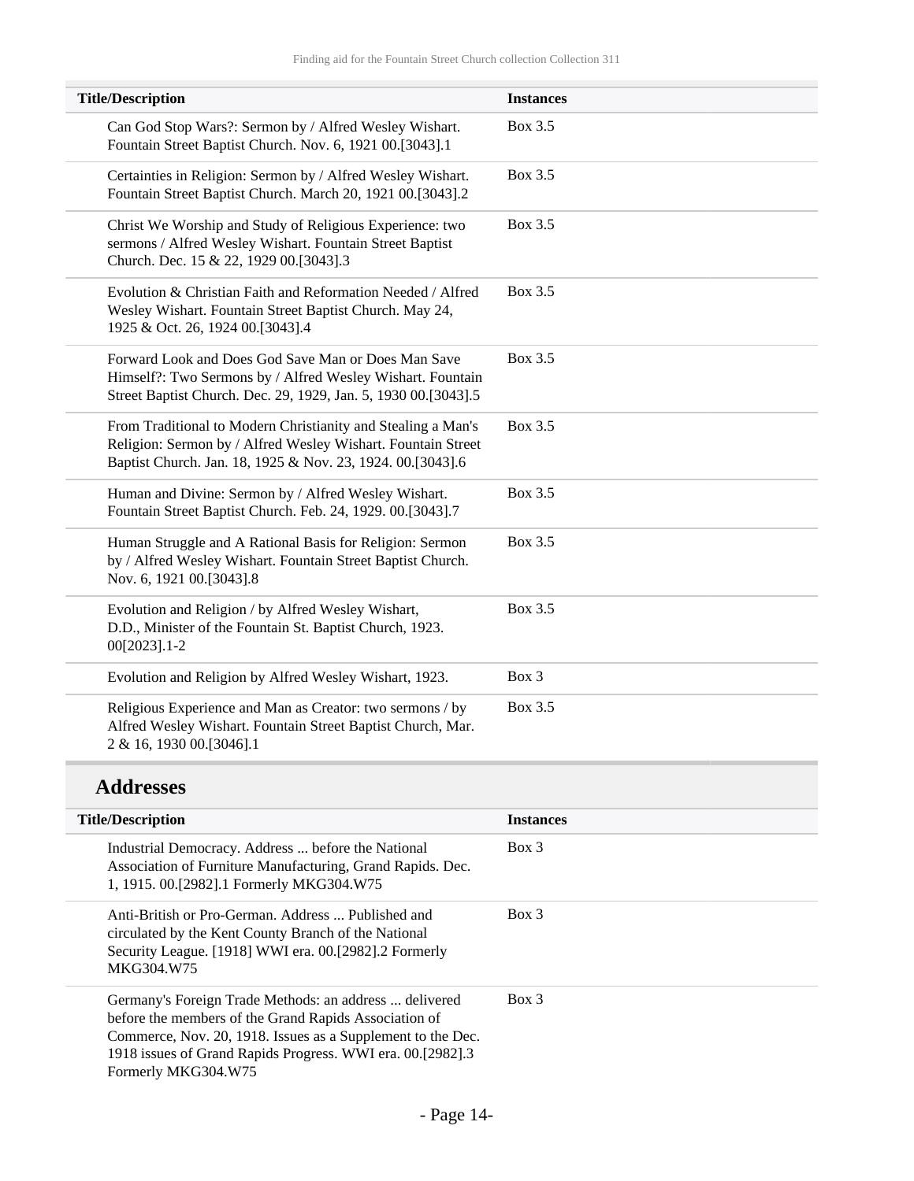| Title/Description | Instances |
| --- | --- |
| Can God Stop Wars?: Sermon by / Alfred Wesley Wishart. Fountain Street Baptist Church. Nov. 6, 1921 00.[3043].1 | Box 3.5 |
| Certainties in Religion: Sermon by / Alfred Wesley Wishart. Fountain Street Baptist Church. March 20, 1921 00.[3043].2 | Box 3.5 |
| Christ We Worship and Study of Religious Experience: two sermons / Alfred Wesley Wishart. Fountain Street Baptist Church. Dec. 15 & 22, 1929 00.[3043].3 | Box 3.5 |
| Evolution & Christian Faith and Reformation Needed / Alfred Wesley Wishart. Fountain Street Baptist Church. May 24, 1925 & Oct. 26, 1924 00.[3043].4 | Box 3.5 |
| Forward Look and Does God Save Man or Does Man Save Himself?: Two Sermons by / Alfred Wesley Wishart. Fountain Street Baptist Church. Dec. 29, 1929, Jan. 5, 1930 00.[3043].5 | Box 3.5 |
| From Traditional to Modern Christianity and Stealing a Man's Religion: Sermon by / Alfred Wesley Wishart. Fountain Street Baptist Church. Jan. 18, 1925 & Nov. 23, 1924. 00.[3043].6 | Box 3.5 |
| Human and Divine: Sermon by / Alfred Wesley Wishart. Fountain Street Baptist Church. Feb. 24, 1929. 00.[3043].7 | Box 3.5 |
| Human Struggle and A Rational Basis for Religion: Sermon by / Alfred Wesley Wishart. Fountain Street Baptist Church. Nov. 6, 1921 00.[3043].8 | Box 3.5 |
| Evolution and Religion / by Alfred Wesley Wishart, D.D., Minister of the Fountain St. Baptist Church, 1923. 00[2023].1-2 | Box 3.5 |
| Evolution and Religion by Alfred Wesley Wishart, 1923. | Box 3 |
| Religious Experience and Man as Creator: two sermons / by Alfred Wesley Wishart. Fountain Street Baptist Church, Mar. 2 & 16, 1930 00.[3046].1 | Box 3.5 |

## Addresses

| Title/Description | Instances |
| --- | --- |
| Industrial Democracy. Address ... before the National Association of Furniture Manufacturing, Grand Rapids. Dec. 1, 1915. 00.[2982].1 Formerly MKG304.W75 | Box 3 |
| Anti-British or Pro-German. Address ... Published and circulated by the Kent County Branch of the National Security League. [1918] WWI era. 00.[2982].2 Formerly MKG304.W75 | Box 3 |
| Germany's Foreign Trade Methods: an address ... delivered before the members of the Grand Rapids Association of Commerce, Nov. 20, 1918. Issues as a Supplement to the Dec. 1918 issues of Grand Rapids Progress. WWI era. 00.[2982].3 Formerly MKG304.W75 | Box 3 |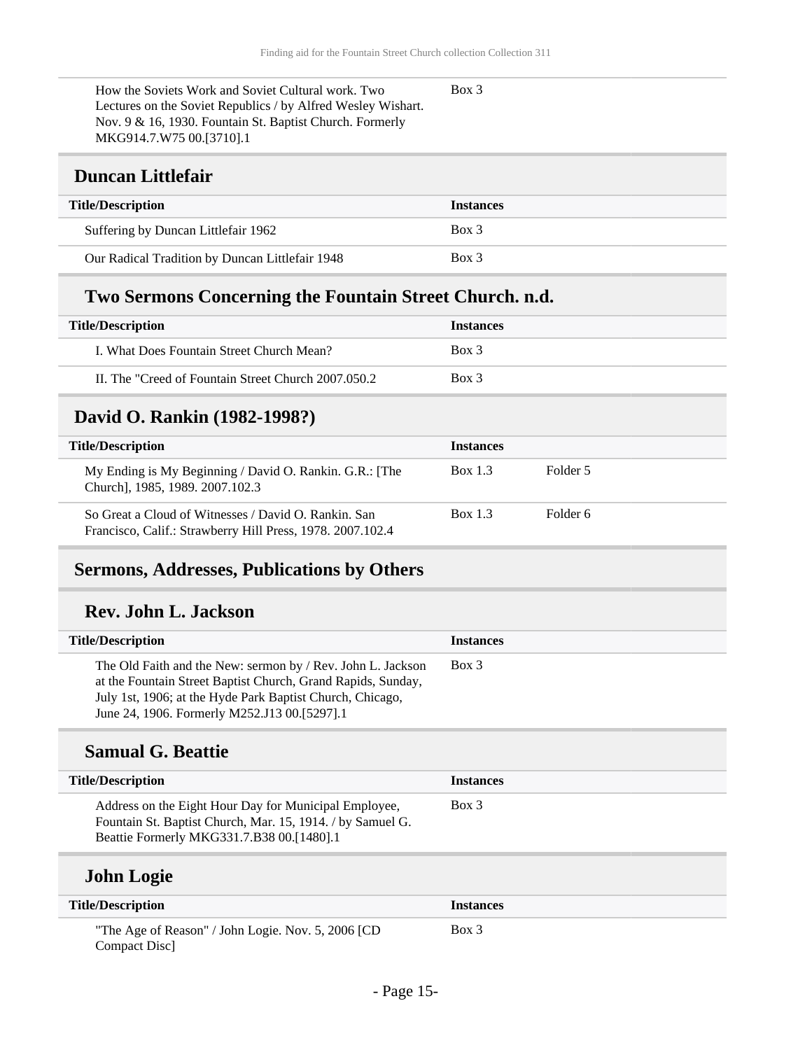| Title/Description | Instances |
| --- | --- |
| How the Soviets Work and Soviet Cultural work. Two Lectures on the Soviet Republics / by Alfred Wesley Wishart. Nov. 9 & 16, 1930. Fountain St. Baptist Church. Formerly MKG914.7.W75 00.[3710].1 | Box 3 |

## Duncan Littlefair

| Title/Description | Instances |
| --- | --- |
| Suffering by Duncan Littlefair 1962 | Box 3 |
| Our Radical Tradition by Duncan Littlefair 1948 | Box 3 |

### Two Sermons Concerning the Fountain Street Church. n.d.

| Title/Description | Instances |
| --- | --- |
| I. What Does Fountain Street Church Mean? | Box 3 |
| II. The "Creed of Fountain Street Church 2007.050.2 | Box 3 |

## David O. Rankin (1982-1998?)

| Title/Description | Instances | |
| --- | --- | --- |
| My Ending is My Beginning / David O. Rankin. G.R.: [The Church], 1985, 1989. 2007.102.3 | Box 1.3 | Folder 5 |
| So Great a Cloud of Witnesses / David O. Rankin. San Francisco, Calif.: Strawberry Hill Press, 1978. 2007.102.4 | Box 1.3 | Folder 6 |

## Sermons, Addresses, Publications by Others

### Rev. John L. Jackson

| Title/Description | Instances |
| --- | --- |
| The Old Faith and the New: sermon by / Rev. John L. Jackson at the Fountain Street Baptist Church, Grand Rapids, Sunday, July 1st, 1906; at the Hyde Park Baptist Church, Chicago, June 24, 1906. Formerly M252.J13 00.[5297].1 | Box 3 |

### Samual G. Beattie

| Title/Description | Instances |
| --- | --- |
| Address on the Eight Hour Day for Municipal Employee, Fountain St. Baptist Church, Mar. 15, 1914. / by Samuel G. Beattie Formerly MKG331.7.B38 00.[1480].1 | Box 3 |

### John Logie

| Title/Description | Instances |
| --- | --- |
| "The Age of Reason" / John Logie. Nov. 5, 2006 [CD Compact Disc] | Box 3 |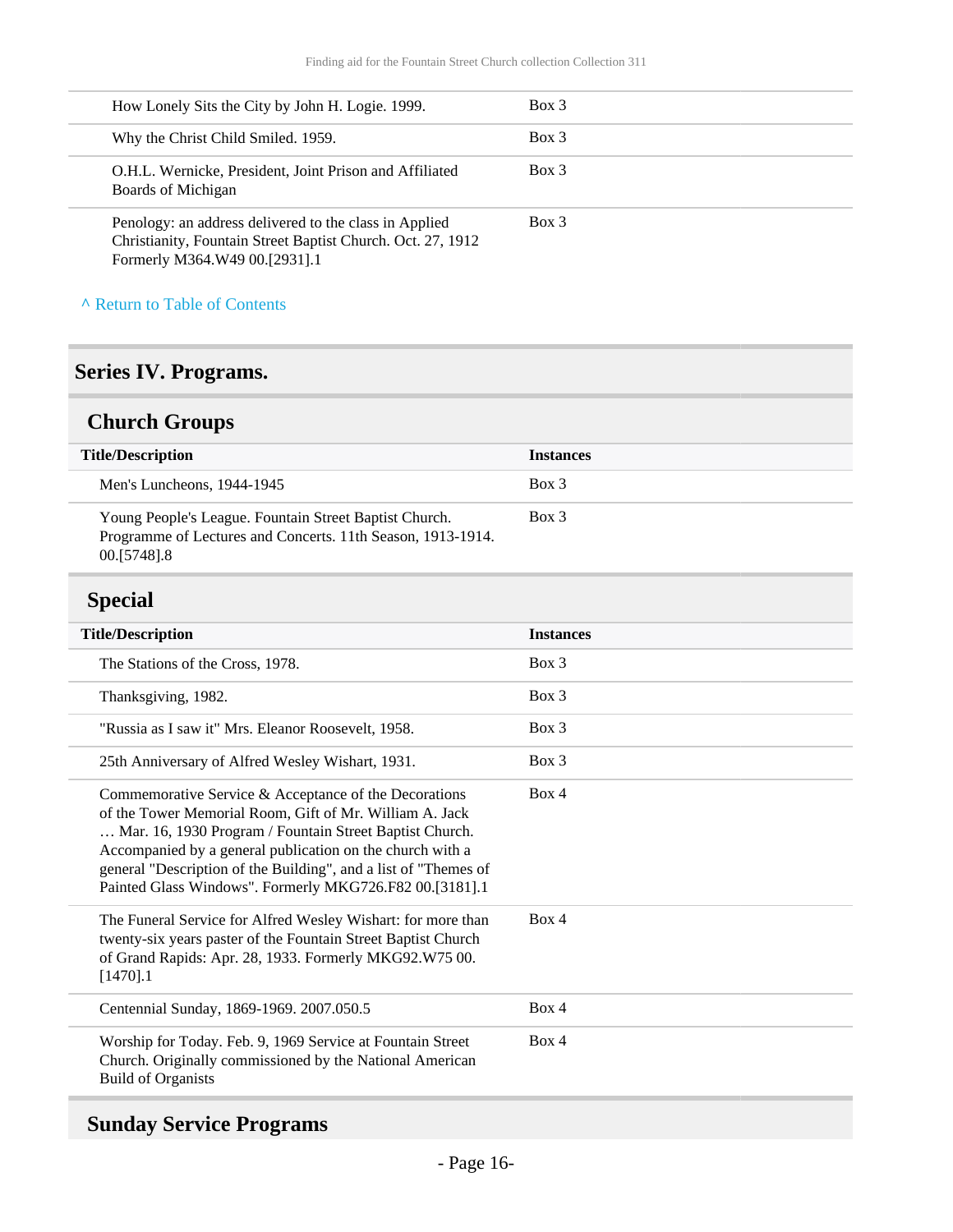| | |
|---|---|
| How Lonely Sits the City by John H. Logie. 1999. | Box 3 |
| Why the Christ Child Smiled. 1959. | Box 3 |
| O.H.L. Wernicke, President, Joint Prison and Affiliated Boards of Michigan | Box 3 |
| Penology: an address delivered to the class in Applied Christianity, Fountain Street Baptist Church. Oct. 27, 1912 Formerly M364.W49 00.[2931].1 | Box 3 |

^ Return to Table of Contents

## Series IV. Programs.

### Church Groups

| Title/Description | Instances |
|---|---|
| Men's Luncheons, 1944-1945 | Box 3 |
| Young People's League. Fountain Street Baptist Church. Programme of Lectures and Concerts. 11th Season, 1913-1914. 00.[5748].8 | Box 3 |

### Special

| Title/Description | Instances |
|---|---|
| The Stations of the Cross, 1978. | Box 3 |
| Thanksgiving, 1982. | Box 3 |
| "Russia as I saw it" Mrs. Eleanor Roosevelt, 1958. | Box 3 |
| 25th Anniversary of Alfred Wesley Wishart, 1931. | Box 3 |
| Commemorative Service & Acceptance of the Decorations of the Tower Memorial Room, Gift of Mr. William A. Jack … Mar. 16, 1930 Program / Fountain Street Baptist Church. Accompanied by a general publication on the church with a general "Description of the Building", and a list of "Themes of Painted Glass Windows". Formerly MKG726.F82 00.[3181].1 | Box 4 |
| The Funeral Service for Alfred Wesley Wishart: for more than twenty-six years paster of the Fountain Street Baptist Church of Grand Rapids: Apr. 28, 1933. Formerly MKG92.W75 00.[1470].1 | Box 4 |
| Centennial Sunday, 1869-1969. 2007.050.5 | Box 4 |
| Worship for Today. Feb. 9, 1969 Service at Fountain Street Church. Originally commissioned by the National American Build of Organists | Box 4 |

### Sunday Service Programs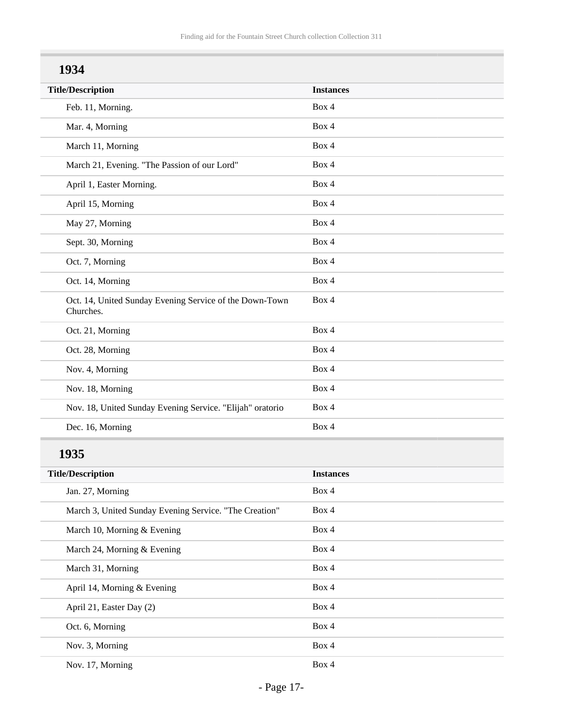## 1934

| Title/Description | Instances |
| --- | --- |
| Feb. 11, Morning. | Box 4 |
| Mar. 4, Morning | Box 4 |
| March 11, Morning | Box 4 |
| March 21, Evening. "The Passion of our Lord" | Box 4 |
| April 1, Easter Morning. | Box 4 |
| April 15, Morning | Box 4 |
| May 27, Morning | Box 4 |
| Sept. 30, Morning | Box 4 |
| Oct. 7, Morning | Box 4 |
| Oct. 14, Morning | Box 4 |
| Oct. 14, United Sunday Evening Service of the Down-Town Churches. | Box 4 |
| Oct. 21, Morning | Box 4 |
| Oct. 28, Morning | Box 4 |
| Nov. 4, Morning | Box 4 |
| Nov. 18, Morning | Box 4 |
| Nov. 18, United Sunday Evening Service. "Elijah" oratorio | Box 4 |
| Dec. 16, Morning | Box 4 |

## 1935

| Title/Description | Instances |
| --- | --- |
| Jan. 27, Morning | Box 4 |
| March 3, United Sunday Evening Service. "The Creation" | Box 4 |
| March 10, Morning & Evening | Box 4 |
| March 24, Morning & Evening | Box 4 |
| March 31, Morning | Box 4 |
| April 14, Morning & Evening | Box 4 |
| April 21, Easter Day (2) | Box 4 |
| Oct. 6, Morning | Box 4 |
| Nov. 3, Morning | Box 4 |
| Nov. 17, Morning | Box 4 |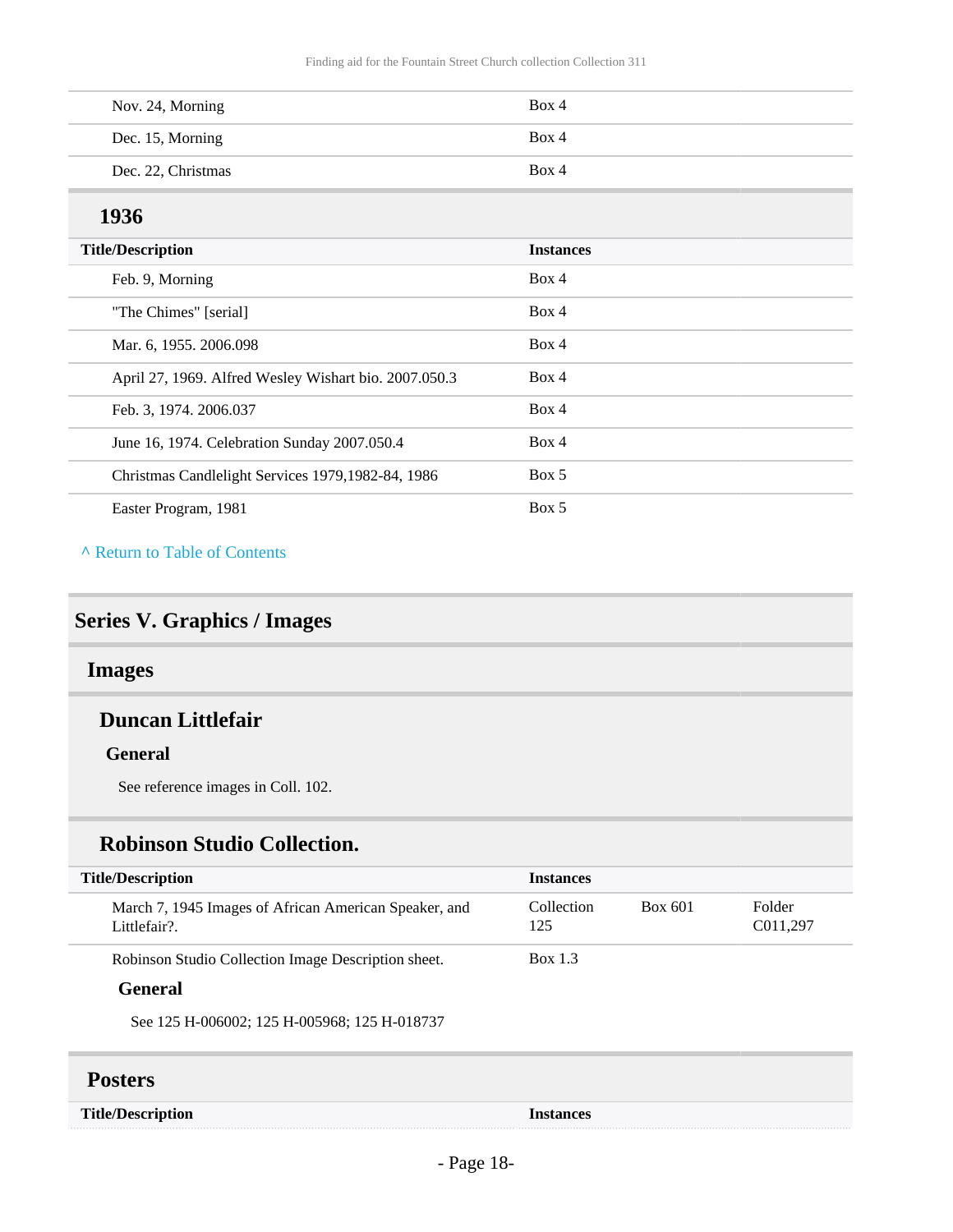| | |
|---|---|
| Nov. 24, Morning | Box 4 |
| Dec. 15, Morning | Box 4 |
| Dec. 22, Christmas | Box 4 |

### 1936

| Title/Description | Instances |
|---|---|
| Feb. 9, Morning | Box 4 |
| "The Chimes" [serial] | Box 4 |
| Mar. 6, 1955. 2006.098 | Box 4 |
| April 27, 1969. Alfred Wesley Wishart bio. 2007.050.3 | Box 4 |
| Feb. 3, 1974. 2006.037 | Box 4 |
| June 16, 1974. Celebration Sunday 2007.050.4 | Box 4 |
| Christmas Candlelight Services 1979,1982-84, 1986 | Box 5 |
| Easter Program, 1981 | Box 5 |

^ Return to Table of Contents

## Series V. Graphics / Images

### Images

#### Duncan Littlefair

##### General

See reference images in Coll. 102.

#### Robinson Studio Collection.

| Title/Description | Instances | | |
|---|---|---|---|
| March 7, 1945 Images of African American Speaker, and Littlefair?. | Collection 125 | Box 601 | Folder C011,297 |
| Robinson Studio Collection Image Description sheet. | Box 1.3 | | |

##### General

See 125 H-006002; 125 H-005968; 125 H-018737

### Posters

| Title/Description | Instances |
|---|---|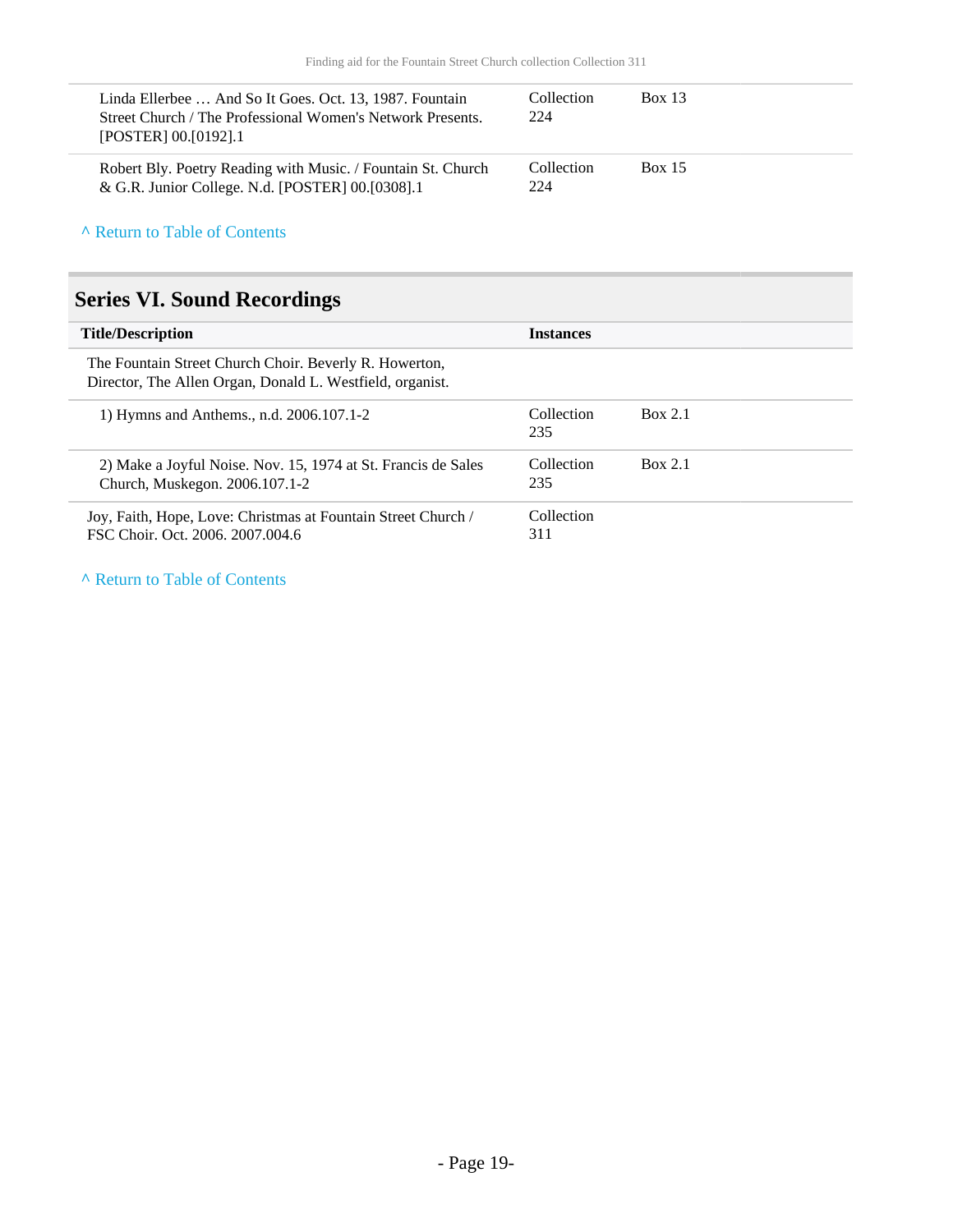| | | |
|---|---|---|
| Linda Ellerbee … And So It Goes. Oct. 13, 1987. Fountain Street Church / The Professional Women's Network Presents. [POSTER] 00.[0192].1 | Collection 224 | Box 13 |
| Robert Bly. Poetry Reading with Music. / Fountain St. Church & G.R. Junior College. N.d. [POSTER] 00.[0308].1 | Collection 224 | Box 15 |

^ Return to Table of Contents

## Series VI. Sound Recordings

| Title/Description | Instances | |
|---|---|---|
| The Fountain Street Church Choir. Beverly R. Howerton, Director, The Allen Organ, Donald L. Westfield, organist. | | |
| 1) Hymns and Anthems., n.d. 2006.107.1-2 | Collection 235 | Box 2.1 |
| 2) Make a Joyful Noise. Nov. 15, 1974 at St. Francis de Sales Church, Muskegon. 2006.107.1-2 | Collection 235 | Box 2.1 |
| Joy, Faith, Hope, Love: Christmas at Fountain Street Church / FSC Choir. Oct. 2006. 2007.004.6 | Collection 311 | |

^ Return to Table of Contents